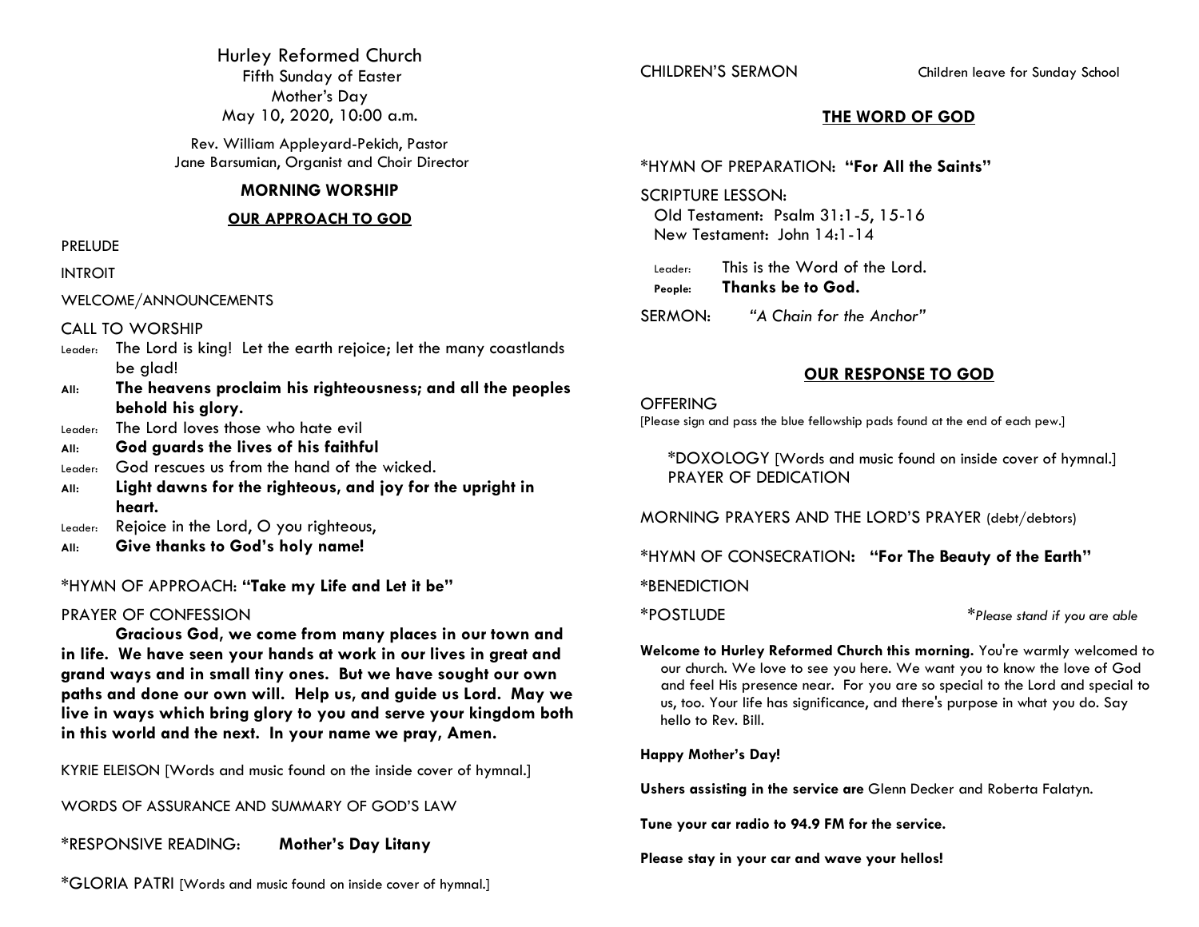# Hurley Reformed Church

Fifth Sunday of Easter
Mother's Day
May 10, 2020, 10:00 a.m.

Rev. William Appleyard-Pekich, Pastor
Jane Barsumian, Organist and Choir Director

## MORNING WORSHIP

### OUR APPROACH TO GOD

PRELUDE

INTROIT

WELCOME/ANNOUNCEMENTS

CALL TO WORSHIP

Leader: The Lord is king! Let the earth rejoice; let the many coastlands be glad!

**All: The heavens proclaim his righteousness; and all the peoples behold his glory.**

Leader: The Lord loves those who hate evil

**All: God guards the lives of his faithful**

Leader: God rescues us from the hand of the wicked.

**All: Light dawns for the righteous, and joy for the upright in heart.**

Leader: Rejoice in the Lord, O you righteous,

**All: Give thanks to God's holy name!**

*HYMN OF APPROACH: **"Take my Life and Let it be"**

PRAYER OF CONFESSION

**Gracious God, we come from many places in our town and in life. We have seen your hands at work in our lives in great and grand ways and in small tiny ones. But we have sought our own paths and done our own will. Help us, and guide us Lord. May we live in ways which bring glory to you and serve your kingdom both in this world and the next. In your name we pray, Amen.**

KYRIE ELEISON [Words and music found on the inside cover of hymnal.]

WORDS OF ASSURANCE AND SUMMARY OF GOD'S LAW

*RESPONSIVE READING: **Mother's Day Litany**

*GLORIA PATRI [Words and music found on inside cover of hymnal.]

CHILDREN'S SERMON — Children leave for Sunday School

### THE WORD OF GOD

*HYMN OF PREPARATION: **"For All the Saints"**

SCRIPTURE LESSON:
Old Testament: Psalm 31:1-5, 15-16
New Testament: John 14:1-14

Leader: This is the Word of the Lord.

**People: Thanks be to God.**

SERMON: *"A Chain for the Anchor"*

### OUR RESPONSE TO GOD

OFFERING
[Please sign and pass the blue fellowship pads found at the end of each pew.]

*DOXOLOGY [Words and music found on inside cover of hymnal.]
PRAYER OF DEDICATION

MORNING PRAYERS AND THE LORD'S PRAYER (debt/debtors)

*HYMN OF CONSECRATION: **"For The Beauty of the Earth"**

*BENEDICTION

*POSTLUDE

*_Please stand if you are able_

**Welcome to Hurley Reformed Church this morning.** You're warmly welcomed to our church. We love to see you here. We want you to know the love of God and feel His presence near. For you are so special to the Lord and special to us, too. Your life has significance, and there's purpose in what you do. Say hello to Rev. Bill.

**Happy Mother's Day!**

**Ushers assisting in the service are** Glenn Decker and Roberta Falatyn.

**Tune your car radio to 94.9 FM for the service.**

**Please stay in your car and wave your hellos!**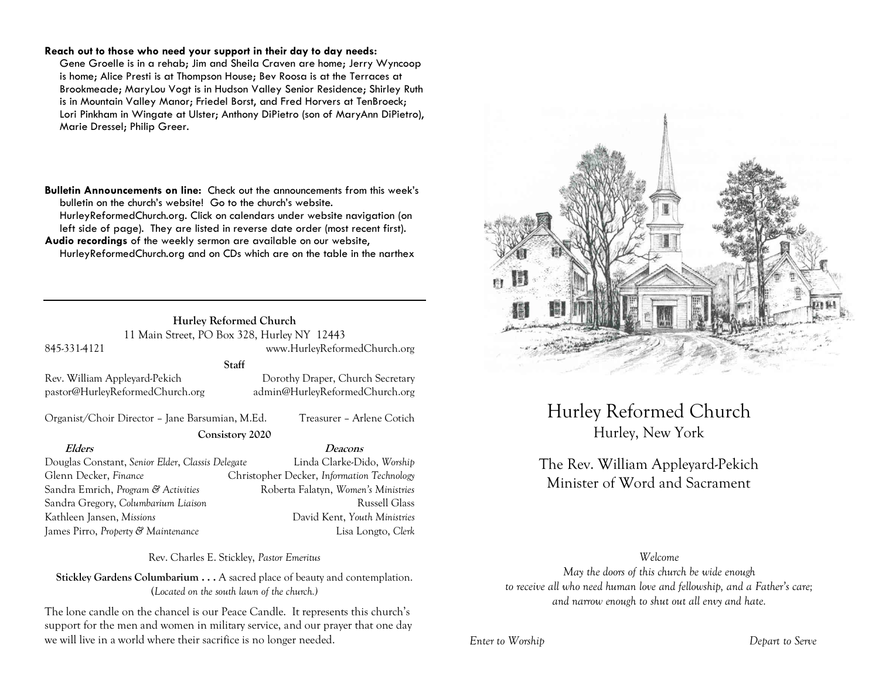**Reach out to those who need your support in their day to day needs:** Gene Groelle is in a rehab; Jim and Sheila Craven are home; Jerry Wyncoop is home; Alice Presti is at Thompson House; Bev Roosa is at the Terraces at Brookmeade; MaryLou Vogt is in Hudson Valley Senior Residence; Shirley Ruth is in Mountain Valley Manor; Friedel Borst, and Fred Horvers at TenBroeck; Lori Pinkham in Wingate at Ulster; Anthony DiPietro (son of MaryAnn DiPietro), Marie Dressel; Philip Greer.

**Bulletin Announcements on line:** Check out the announcements from this week's bulletin on the church's website! Go to the church's website. HurleyReformedChurch.org. Click on calendars under website navigation (on left side of page). They are listed in reverse date order (most recent first).

**Audio recordings** of the weekly sermon are available on our website, HurleyReformedChurch.org and on CDs which are on the table in the narthex

---

**Hurley Reformed Church**
11 Main Street, PO Box 328, Hurley NY 12443
845-331-4121 www.HurleyReformedChurch.org

**Staff**

Rev. William Appleyard-Pekich
pastor@HurleyReformedChurch.org

Dorothy Draper, Church Secretary
admin@HurleyReformedChurch.org

Organist/Choir Director – Jane Barsumian, M.Ed.

Treasurer – Arlene Cotich

**Consistory 2020**

| ***Elders*** | ***Deacons*** |
|---|---|
| Douglas Constant, *Senior Elder*, *Classis Delegate* | Linda Clarke-Dido, *Worship* |
| Glenn Decker, *Finance* | Christopher Decker, *Information Technology* |
| Sandra Emrich, *Program & Activities* | Roberta Falatyn, *Women's Ministries* |
| Sandra Gregory, *Columbarium Liaison* | Russell Glass |
| Kathleen Jansen, *Missions* | David Kent, *Youth Ministries* |
| James Pirro, *Property & Maintenance* | Lisa Longto, *Clerk* |

Rev. Charles E. Stickley, *Pastor Emeritus*

**Stickley Gardens Columbarium . . .** A sacred place of beauty and contemplation. (*Located on the south lawn of the church.*)

The lone candle on the chancel is our Peace Candle. It represents this church's support for the men and women in military service, and our prayer that one day we will live in a world where their sacrifice is no longer needed.

# Hurley Reformed Church

## Hurley, New York

The Rev. William Appleyard-Pekich
Minister of Word and Sacrament

*Welcome*

*May the doors of this church be wide enough to receive all who need human love and fellowship, and a Father's care; and narrow enough to shut out all envy and hate.*

*Enter to Worship* *Depart to Serve*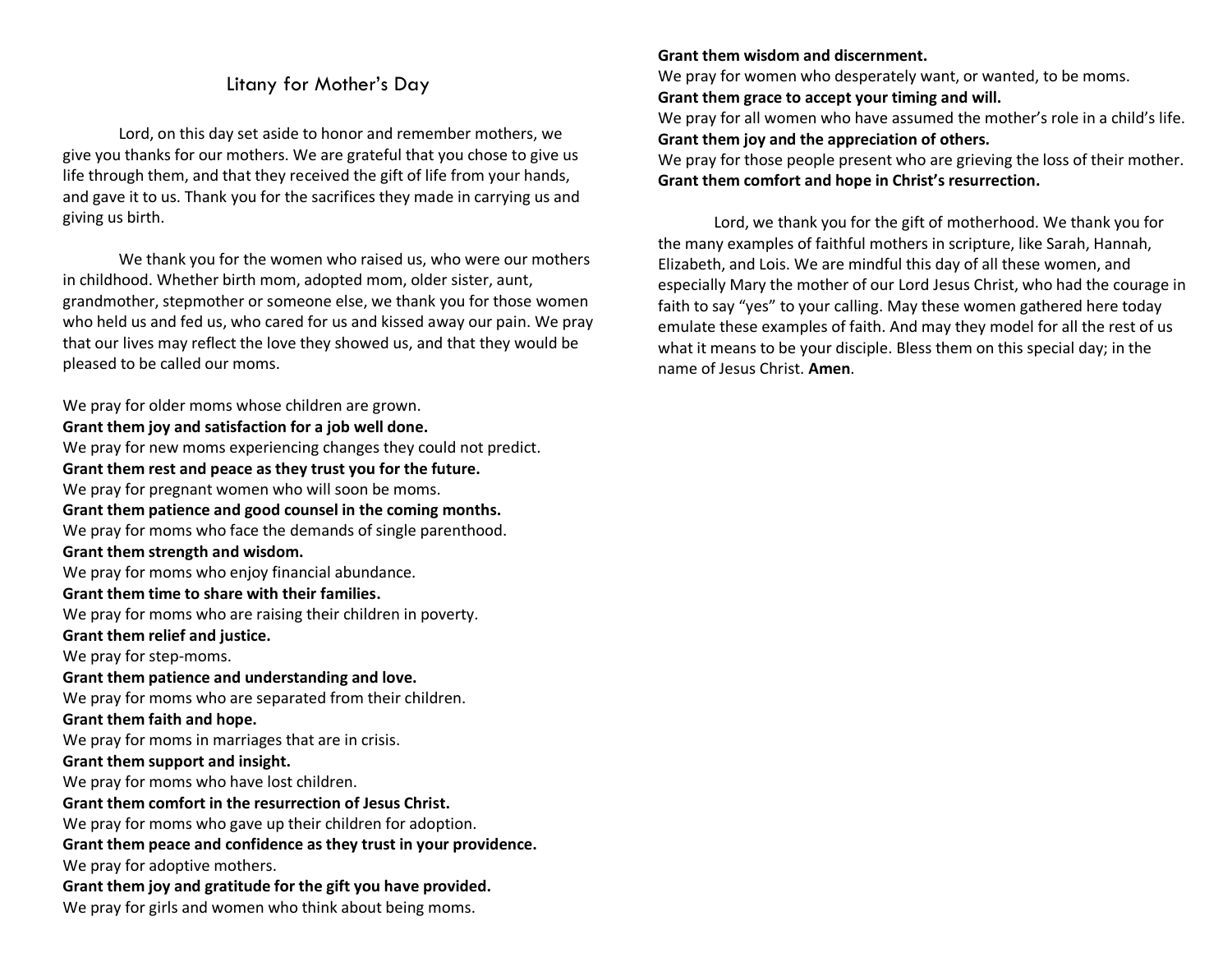# Litany for Mother's Day

Lord, on this day set aside to honor and remember mothers, we give you thanks for our mothers. We are grateful that you chose to give us life through them, and that they received the gift of life from your hands, and gave it to us. Thank you for the sacrifices they made in carrying us and giving us birth.

We thank you for the women who raised us, who were our mothers in childhood. Whether birth mom, adopted mom, older sister, aunt, grandmother, stepmother or someone else, we thank you for those women who held us and fed us, who cared for us and kissed away our pain. We pray that our lives may reflect the love they showed us, and that they would be pleased to be called our moms.

We pray for older moms whose children are grown.
**Grant them joy and satisfaction for a job well done.**
We pray for new moms experiencing changes they could not predict.
**Grant them rest and peace as they trust you for the future.**
We pray for pregnant women who will soon be moms.
**Grant them patience and good counsel in the coming months.**
We pray for moms who face the demands of single parenthood.
**Grant them strength and wisdom.**
We pray for moms who enjoy financial abundance.
**Grant them time to share with their families.**
We pray for moms who are raising their children in poverty.
**Grant them relief and justice.**
We pray for step-moms.
**Grant them patience and understanding and love.**
We pray for moms who are separated from their children.
**Grant them faith and hope.**
We pray for moms in marriages that are in crisis.
**Grant them support and insight.**
We pray for moms who have lost children.
**Grant them comfort in the resurrection of Jesus Christ.**
We pray for moms who gave up their children for adoption.
**Grant them peace and confidence as they trust in your providence.**
We pray for adoptive mothers.
**Grant them joy and gratitude for the gift you have provided.**
We pray for girls and women who think about being moms.
**Grant them wisdom and discernment.**
We pray for women who desperately want, or wanted, to be moms.
**Grant them grace to accept your timing and will.**
We pray for all women who have assumed the mother's role in a child's life.
**Grant them joy and the appreciation of others.**
We pray for those people present who are grieving the loss of their mother.
**Grant them comfort and hope in Christ's resurrection.**

Lord, we thank you for the gift of motherhood. We thank you for the many examples of faithful mothers in scripture, like Sarah, Hannah, Elizabeth, and Lois. We are mindful this day of all these women, and especially Mary the mother of our Lord Jesus Christ, who had the courage in faith to say "yes" to your calling. May these women gathered here today emulate these examples of faith. And may they model for all the rest of us what it means to be your disciple. Bless them on this special day; in the name of Jesus Christ. **Amen**.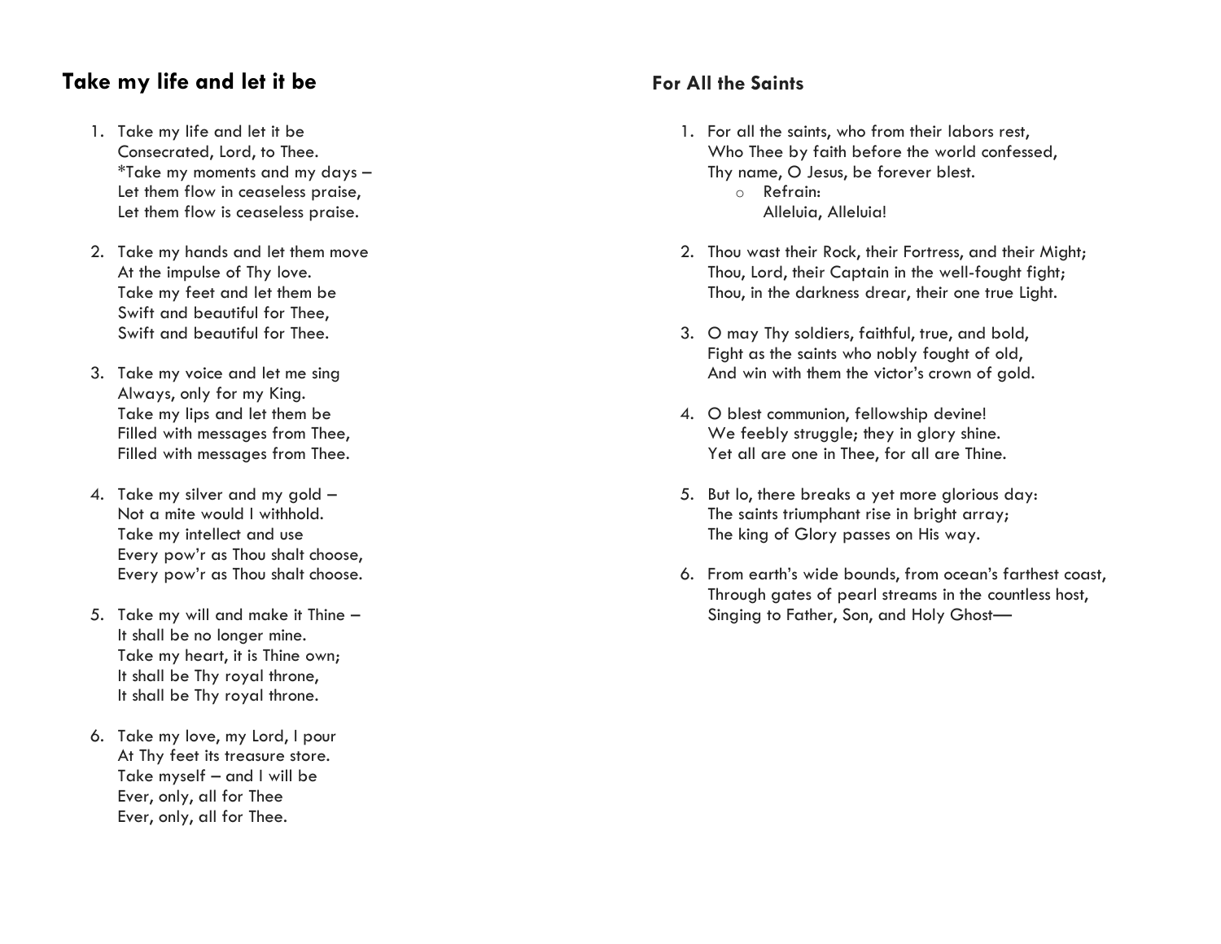## Take my life and let it be

1. Take my life and let it be
   Consecrated, Lord, to Thee.
   *Take my moments and my days –
   Let them flow in ceaseless praise,
   Let them flow is ceaseless praise.

2. Take my hands and let them move
   At the impulse of Thy love.
   Take my feet and let them be
   Swift and beautiful for Thee,
   Swift and beautiful for Thee.

3. Take my voice and let me sing
   Always, only for my King.
   Take my lips and let them be
   Filled with messages from Thee,
   Filled with messages from Thee.

4. Take my silver and my gold –
   Not a mite would I withhold.
   Take my intellect and use
   Every pow'r as Thou shalt choose,
   Every pow'r as Thou shalt choose.

5. Take my will and make it Thine –
   It shall be no longer mine.
   Take my heart, it is Thine own;
   It shall be Thy royal throne,
   It shall be Thy royal throne.

6. Take my love, my Lord, I pour
   At Thy feet its treasure store.
   Take myself – and I will be
   Ever, only, all for Thee
   Ever, only, all for Thee.

### For All the Saints

1. For all the saints, who from their labors rest,
   Who Thee by faith before the world confessed,
   Thy name, O Jesus, be forever blest.
   - Refrain:
     Alleluia, Alleluia!

2. Thou wast their Rock, their Fortress, and their Might;
   Thou, Lord, their Captain in the well-fought fight;
   Thou, in the darkness drear, their one true Light.

3. O may Thy soldiers, faithful, true, and bold,
   Fight as the saints who nobly fought of old,
   And win with them the victor's crown of gold.

4. O blest communion, fellowship devine!
   We feebly struggle; they in glory shine.
   Yet all are one in Thee, for all are Thine.

5. But lo, there breaks a yet more glorious day:
   The saints triumphant rise in bright array;
   The king of Glory passes on His way.

6. From earth's wide bounds, from ocean's farthest coast,
   Through gates of pearl streams in the countless host,
   Singing to Father, Son, and Holy Ghost—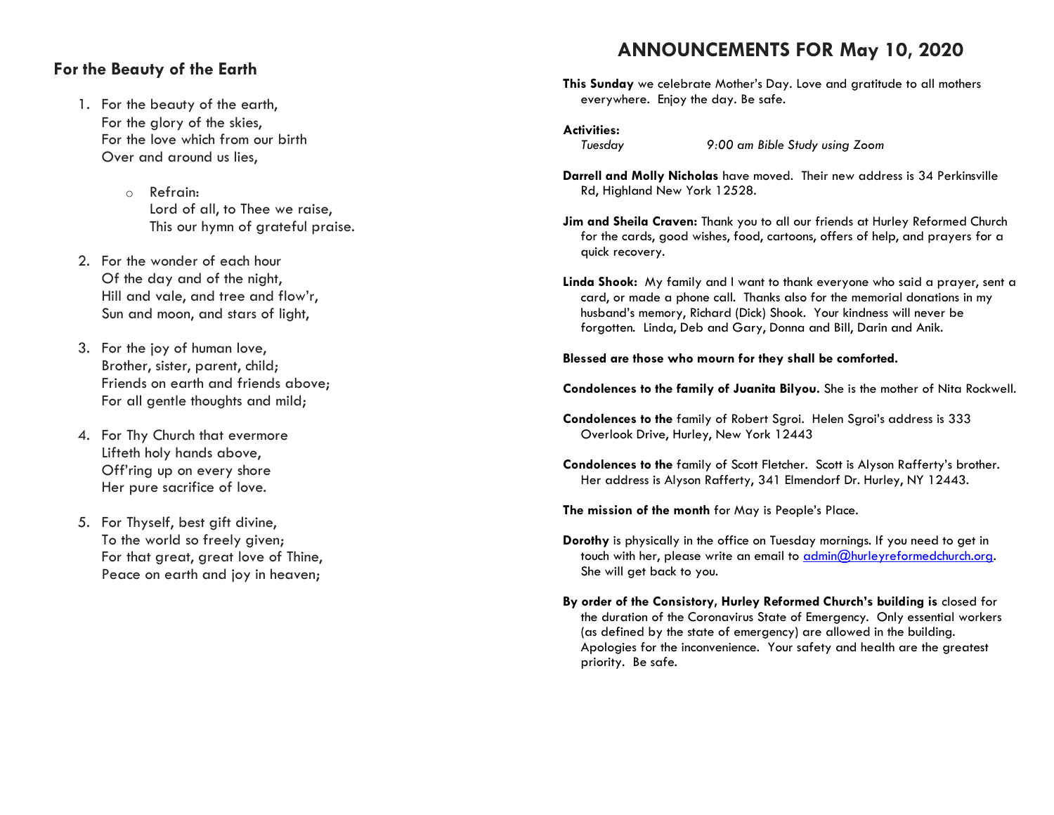## For the Beauty of the Earth

1. For the beauty of the earth,
   For the glory of the skies,
   For the love which from our birth
   Over and around us lies,

   - Refrain:
     Lord of all, to Thee we raise,
     This our hymn of grateful praise.

2. For the wonder of each hour
   Of the day and of the night,
   Hill and vale, and tree and flow'r,
   Sun and moon, and stars of light,

3. For the joy of human love,
   Brother, sister, parent, child;
   Friends on earth and friends above;
   For all gentle thoughts and mild;

4. For Thy Church that evermore
   Lifteth holy hands above,
   Off'ring up on every shore
   Her pure sacrifice of love.

5. For Thyself, best gift divine,
   To the world so freely given;
   For that great, great love of Thine,
   Peace on earth and joy in heaven;

# ANNOUNCEMENTS FOR May 10, 2020

**This Sunday** we celebrate Mother's Day. Love and gratitude to all mothers everywhere. Enjoy the day. Be safe.

**Activities:**
*Tuesday* — *9:00 am Bible Study using Zoom*

**Darrell and Molly Nicholas** have moved. Their new address is 34 Perkinsville Rd, Highland New York 12528.

**Jim and Sheila Craven:** Thank you to all our friends at Hurley Reformed Church for the cards, good wishes, food, cartoons, offers of help, and prayers for a quick recovery.

**Linda Shook:** My family and I want to thank everyone who said a prayer, sent a card, or made a phone call. Thanks also for the memorial donations in my husband's memory, Richard (Dick) Shook. Your kindness will never be forgotten. Linda, Deb and Gary, Donna and Bill, Darin and Anik.

**Blessed are those who mourn for they shall be comforted.**

**Condolences to the family of Juanita Bilyou.** She is the mother of Nita Rockwell.

**Condolences to the** family of Robert Sgroi. Helen Sgroi's address is 333 Overlook Drive, Hurley, New York 12443

**Condolences to the** family of Scott Fletcher. Scott is Alyson Rafferty's brother. Her address is Alyson Rafferty, 341 Elmendorf Dr. Hurley, NY 12443.

**The mission of the month** for May is People's Place.

**Dorothy** is physically in the office on Tuesday mornings. If you need to get in touch with her, please write an email to admin@hurleyreformedchurch.org. She will get back to you.

**By order of the Consistory, Hurley Reformed Church's building is** closed for the duration of the Coronavirus State of Emergency. Only essential workers (as defined by the state of emergency) are allowed in the building. Apologies for the inconvenience. Your safety and health are the greatest priority. Be safe.